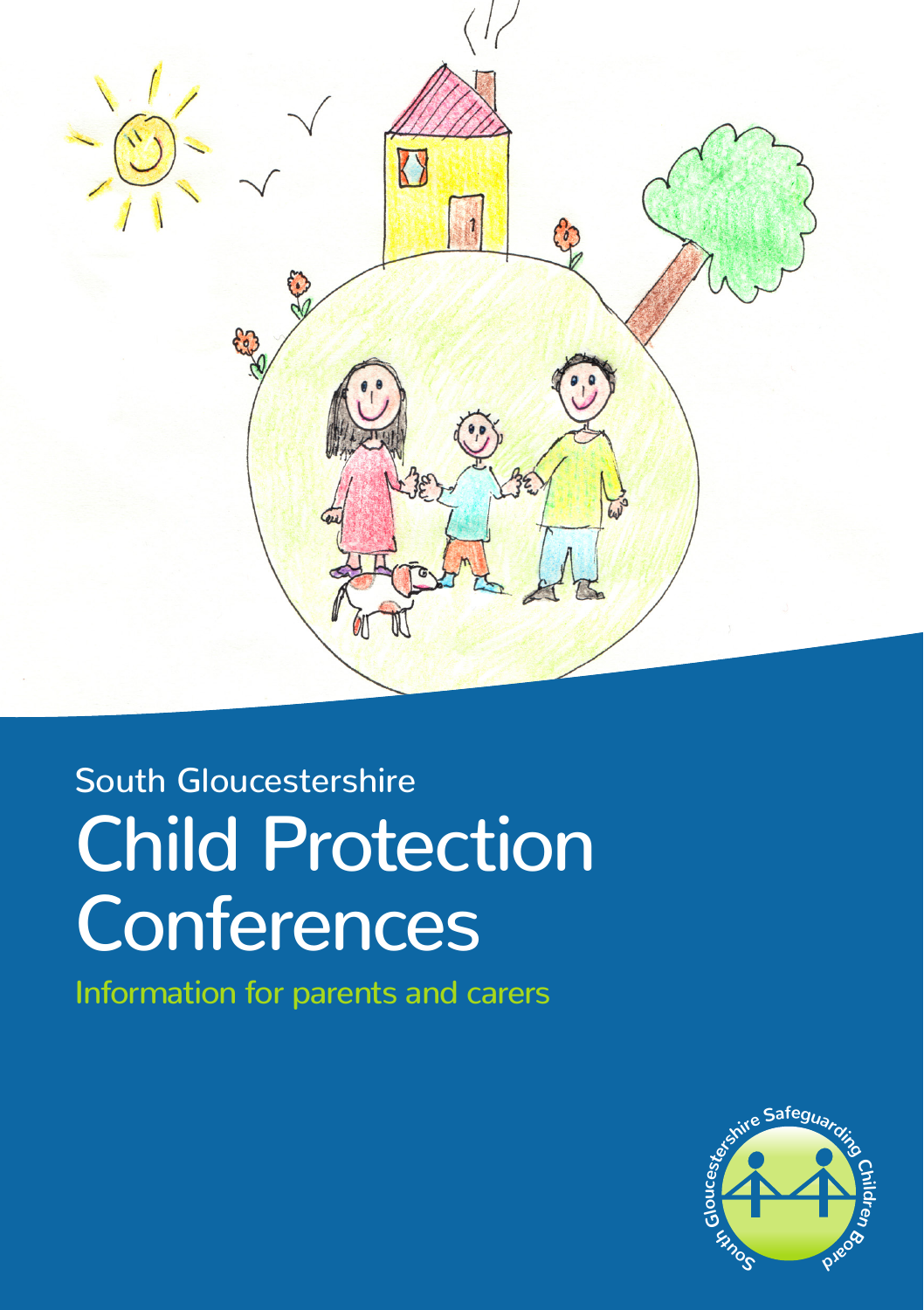South Gloucestershire

# Child Protection Conferences

Information for parents and carers

South Gloucestershire Safeguarding Children Board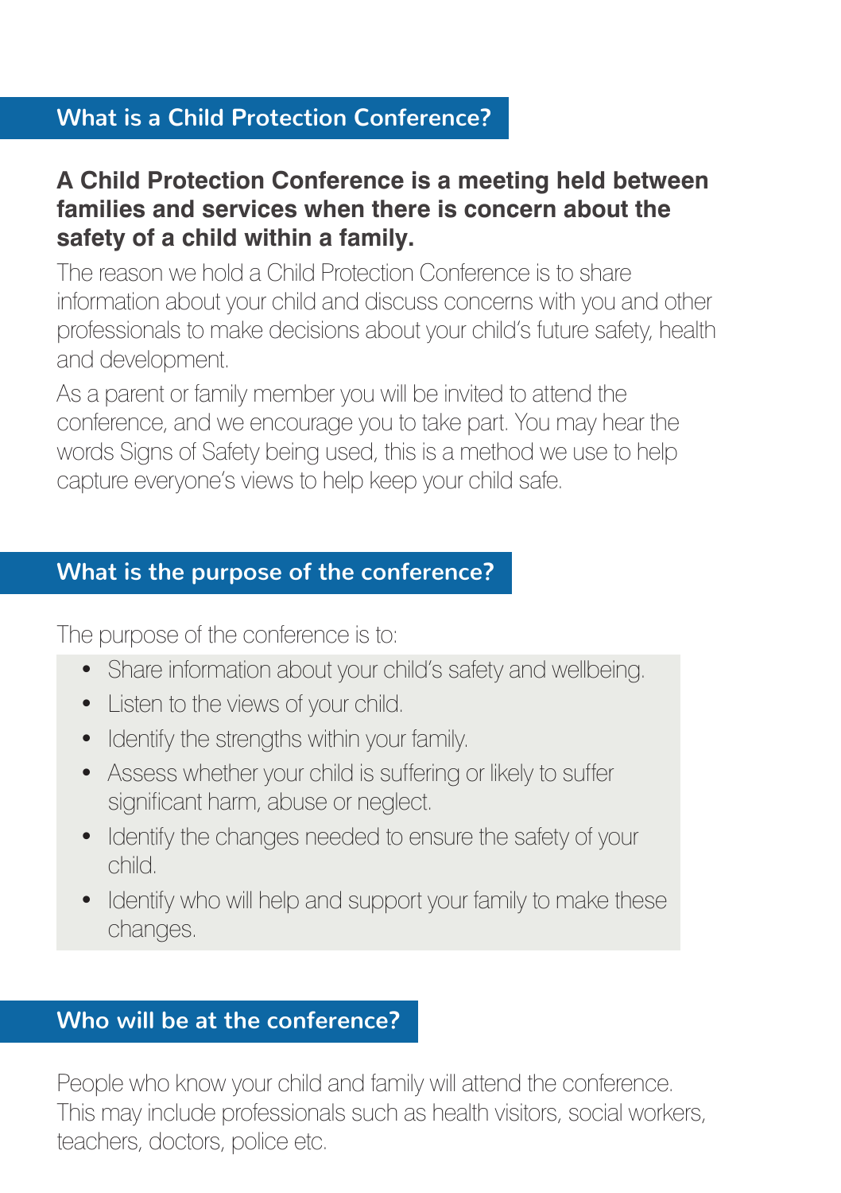## What is a Child Protection Conference?

**A Child Protection Conference is a meeting held between families and services when there is concern about the safety of a child within a family.**

The reason we hold a Child Protection Conference is to share information about your child and discuss concerns with you and other professionals to make decisions about your child's future safety, health and development.

As a parent or family member you will be invited to attend the conference, and we encourage you to take part. You may hear the words Signs of Safety being used, this is a method we use to help capture everyone's views to help keep your child safe.

## What is the purpose of the conference?

The purpose of the conference is to:

- Share information about your child's safety and wellbeing.
- Listen to the views of your child.
- Identify the strengths within your family.
- Assess whether your child is suffering or likely to suffer significant harm, abuse or neglect.
- Identify the changes needed to ensure the safety of your child.
- Identify who will help and support your family to make these changes.

## Who will be at the conference?

People who know your child and family will attend the conference. This may include professionals such as health visitors, social workers, teachers, doctors, police etc.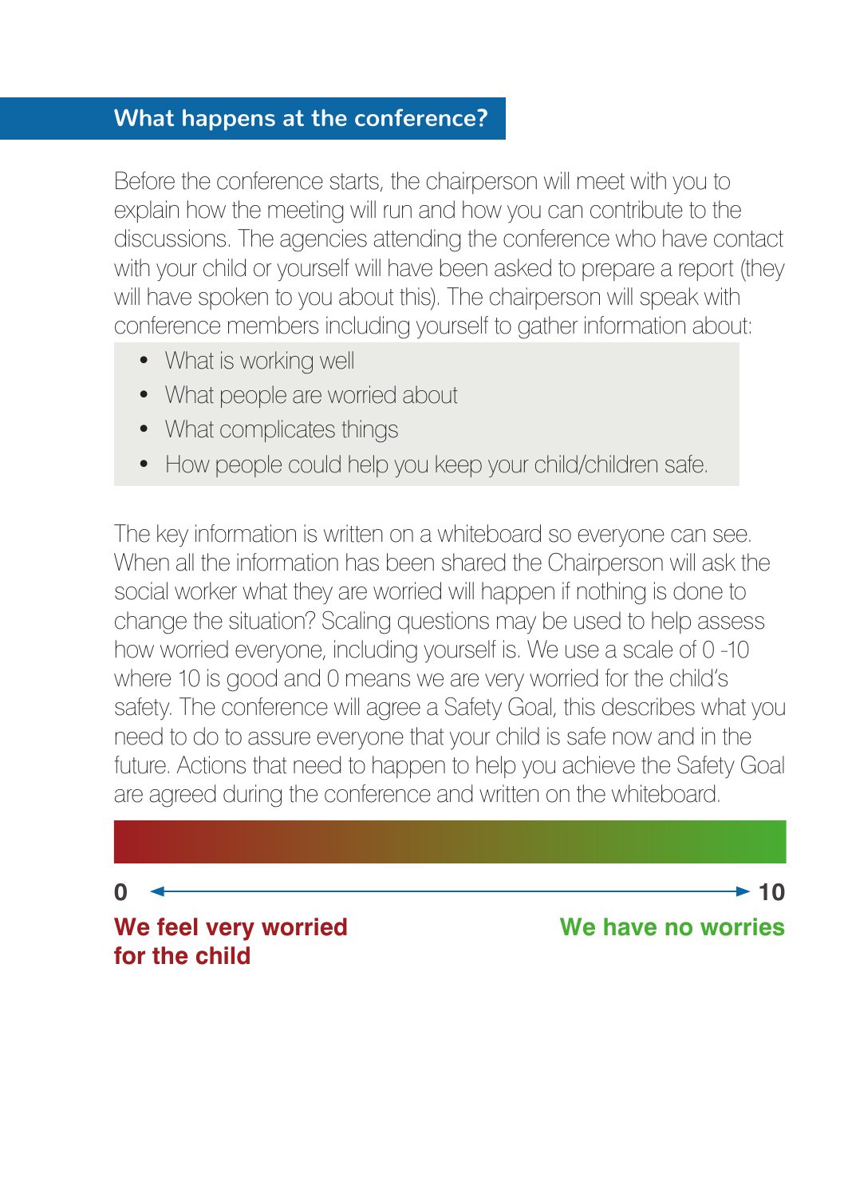## What happens at the conference?

Before the conference starts, the chairperson will meet with you to explain how the meeting will run and how you can contribute to the discussions. The agencies attending the conference who have contact with your child or yourself will have been asked to prepare a report (they will have spoken to you about this). The chairperson will speak with conference members including yourself to gather information about:

- What is working well
- What people are worried about
- What complicates things
- How people could help you keep your child/children safe.

The key information is written on a whiteboard so everyone can see. When all the information has been shared the Chairperson will ask the social worker what they are worried will happen if nothing is done to change the situation? Scaling questions may be used to help assess how worried everyone, including yourself is. We use a scale of 0 -10 where 10 is good and 0 means we are very worried for the child's safety. The conference will agree a Safety Goal, this describes what you need to do to assure everyone that your child is safe now and in the future. Actions that need to happen to help you achieve the Safety Goal are agreed during the conference and written on the whiteboard.

**0** ←——————————→ **10**

**We feel very worried for the child** — **We have no worries**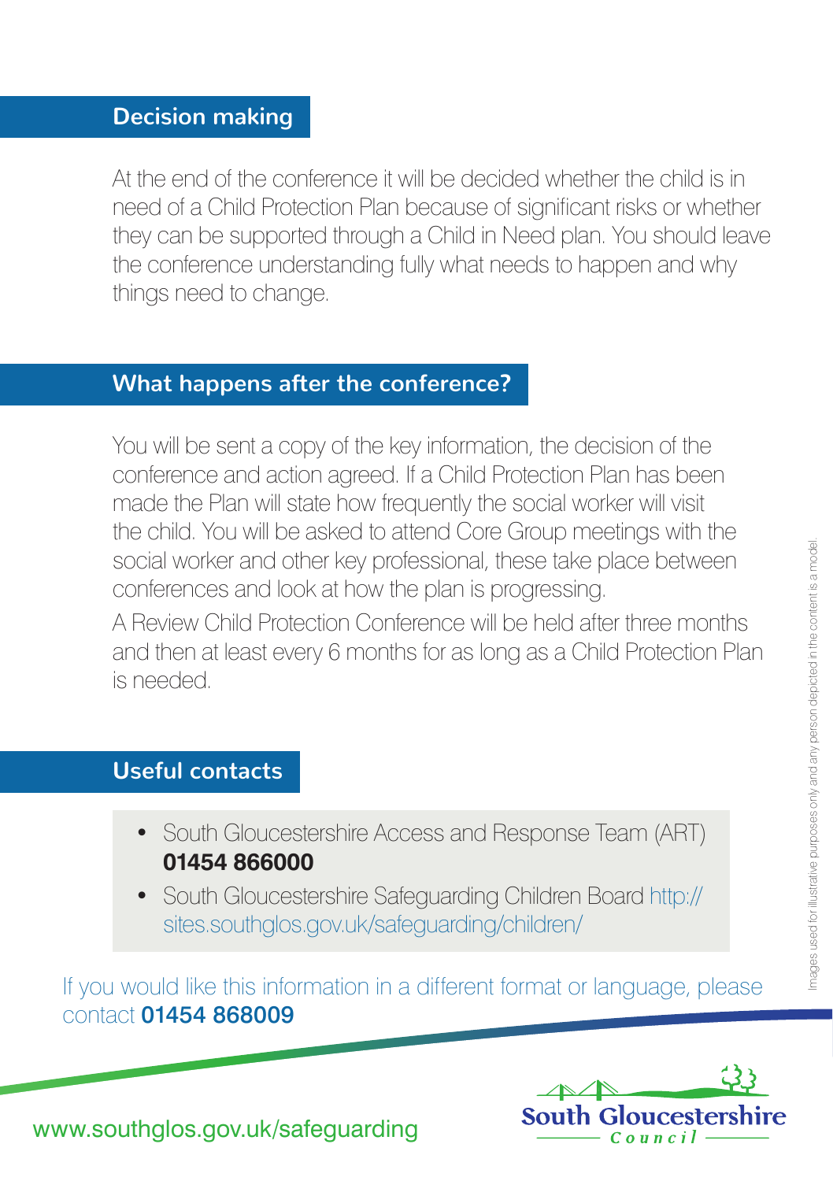## Decision making

At the end of the conference it will be decided whether the child is in need of a Child Protection Plan because of significant risks or whether they can be supported through a Child in Need plan. You should leave the conference understanding fully what needs to happen and why things need to change.

## What happens after the conference?

You will be sent a copy of the key information, the decision of the conference and action agreed. If a Child Protection Plan has been made the Plan will state how frequently the social worker will visit the child. You will be asked to attend Core Group meetings with the social worker and other key professional, these take place between conferences and look at how the plan is progressing.

A Review Child Protection Conference will be held after three months and then at least every 6 months for as long as a Child Protection Plan is needed.

## Useful contacts

- South Gloucestershire Access and Response Team (ART) **01454 866000**
- South Gloucestershire Safeguarding Children Board http://sites.southglos.gov.uk/safeguarding/children/

If you would like this information in a different format or language, please contact **01454 868009**

www.southglos.gov.uk/safeguarding

South Gloucestershire Council

Images used for illustrative purposes only and any person depicted in the content is a model.